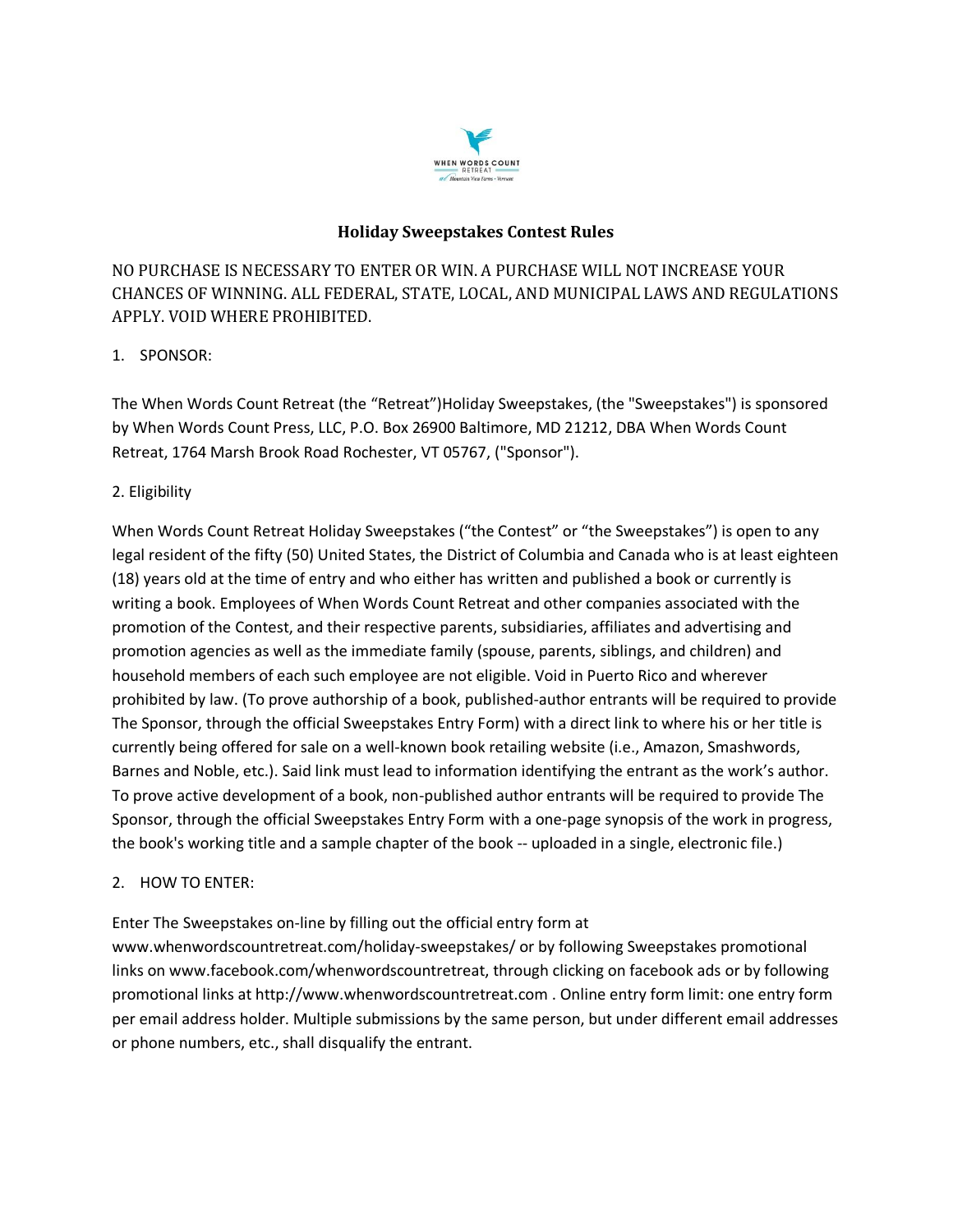# Holiday Sweepstakes Contest Rules

NO PURCHASE IS NECESSARY TO ENTER OR WIN. A PURCHASE WILL NOT INCREASE YOUR CHANCES OF WINNING. ALL FEDERAL, STATE, LOCAL, AND MUNICIPAL LAWS AND REGULATIONS APPLY. VOID WHERE PROHIBITED.

1. SPONSOR:

The When Words Count Retreat (the "Retreat")Holiday Sweepstakes, (the "Sweepstakes") is sponsored by When Words Count Press, LLC, P.O. Box 26900 Baltimore, MD 21212, DBA When Words Count Retreat, 1764 Marsh Brook Road Rochester, VT 05767, ("Sponsor").

2. Eligibility

When Words Count Retreat Holiday Sweepstakes ("the Contest" or "the Sweepstakes") is open to any legal resident of the fifty (50) United States, the District of Columbia and Canada who is at least eighteen (18) years old at the time of entry and who either has written and published a book or currently is writing a book. Employees of When Words Count Retreat and other companies associated with the promotion of the Contest, and their respective parents, subsidiaries, affiliates and advertising and promotion agencies as well as the immediate family (spouse, parents, siblings, and children) and household members of each such employee are not eligible. Void in Puerto Rico and wherever prohibited by law. (To prove authorship of a book, published-author entrants will be required to provide The Sponsor, through the official Sweepstakes Entry Form) with a direct link to where his or her title is currently being offered for sale on a well-known book retailing website (i.e., Amazon, Smashwords, Barnes and Noble, etc.). Said link must lead to information identifying the entrant as the work's author. To prove active development of a book, non-published author entrants will be required to provide The Sponsor, through the official Sweepstakes Entry Form with a one-page synopsis of the work in progress, the book's working title and a sample chapter of the book -- uploaded in a single, electronic file.)

2. HOW TO ENTER:

Enter The Sweepstakes on-line by filling out the official entry form at www.whenwordscountretreat.com/holiday-sweepstakes/ or by following Sweepstakes promotional links on www.facebook.com/whenwordscountretreat, through clicking on facebook ads or by following promotional links at http://www.whenwordscountretreat.com . Online entry form limit: one entry form per email address holder. Multiple submissions by the same person, but under different email addresses or phone numbers, etc., shall disqualify the entrant.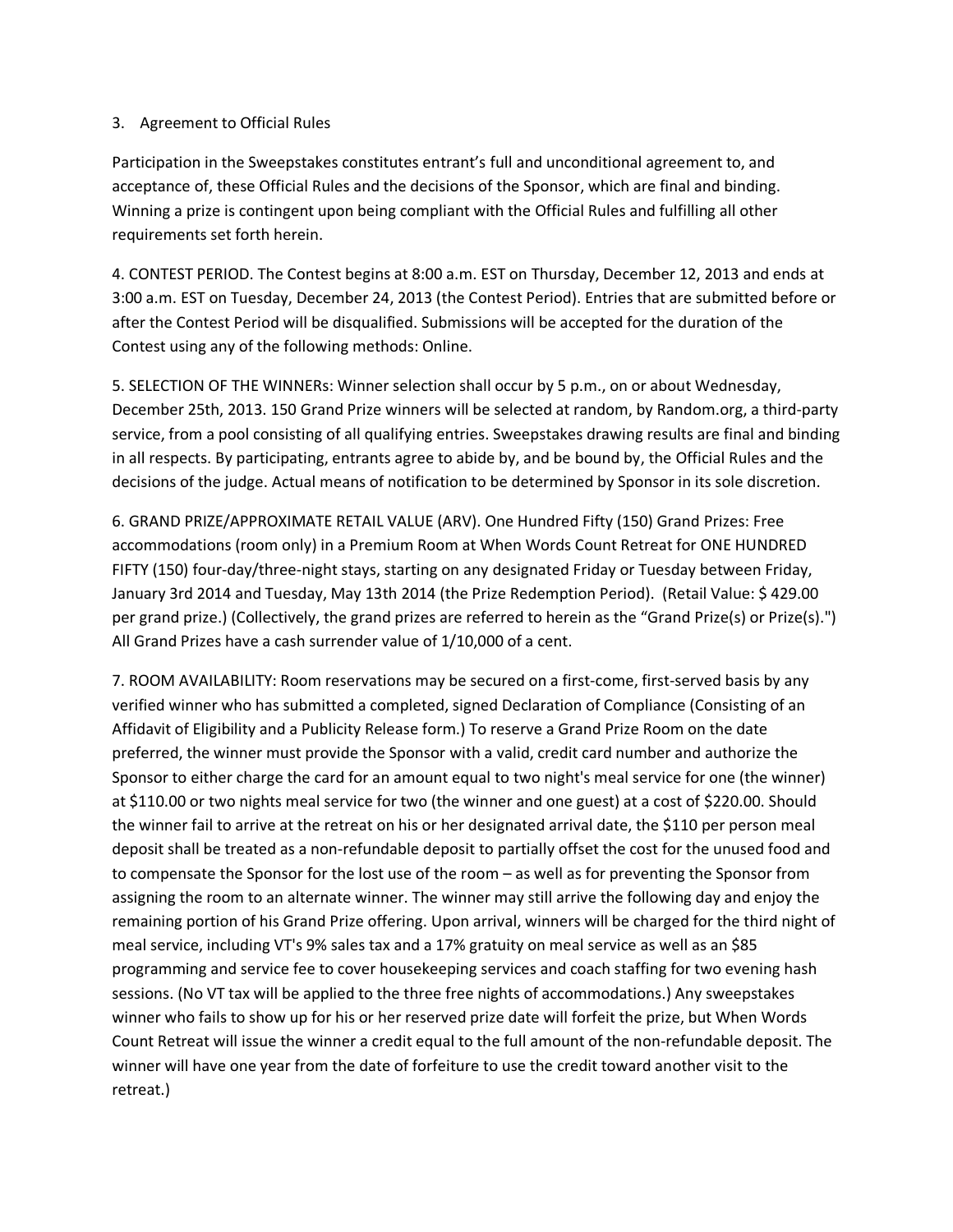3. Agreement to Official Rules

Participation in the Sweepstakes constitutes entrant's full and unconditional agreement to, and acceptance of, these Official Rules and the decisions of the Sponsor, which are final and binding. Winning a prize is contingent upon being compliant with the Official Rules and fulfilling all other requirements set forth herein.

4. CONTEST PERIOD. The Contest begins at 8:00 a.m. EST on Thursday, December 12, 2013 and ends at 3:00 a.m. EST on Tuesday, December 24, 2013 (the Contest Period). Entries that are submitted before or after the Contest Period will be disqualified. Submissions will be accepted for the duration of the Contest using any of the following methods: Online.

5. SELECTION OF THE WINNERs: Winner selection shall occur by 5 p.m., on or about Wednesday, December 25th, 2013. 150 Grand Prize winners will be selected at random, by Random.org, a third-party service, from a pool consisting of all qualifying entries. Sweepstakes drawing results are final and binding in all respects. By participating, entrants agree to abide by, and be bound by, the Official Rules and the decisions of the judge. Actual means of notification to be determined by Sponsor in its sole discretion.

6. GRAND PRIZE/APPROXIMATE RETAIL VALUE (ARV). One Hundred Fifty (150) Grand Prizes: Free accommodations (room only) in a Premium Room at When Words Count Retreat for ONE HUNDRED FIFTY (150) four-day/three-night stays, starting on any designated Friday or Tuesday between Friday, January 3rd 2014 and Tuesday, May 13th 2014 (the Prize Redemption Period). (Retail Value: $ 429.00 per grand prize.) (Collectively, the grand prizes are referred to herein as the "Grand Prize(s) or Prize(s).") All Grand Prizes have a cash surrender value of 1/10,000 of a cent.

7. ROOM AVAILABILITY: Room reservations may be secured on a first-come, first-served basis by any verified winner who has submitted a completed, signed Declaration of Compliance (Consisting of an Affidavit of Eligibility and a Publicity Release form.) To reserve a Grand Prize Room on the date preferred, the winner must provide the Sponsor with a valid, credit card number and authorize the Sponsor to either charge the card for an amount equal to two night's meal service for one (the winner) at $110.00 or two nights meal service for two (the winner and one guest) at a cost of $220.00. Should the winner fail to arrive at the retreat on his or her designated arrival date, the $110 per person meal deposit shall be treated as a non-refundable deposit to partially offset the cost for the unused food and to compensate the Sponsor for the lost use of the room – as well as for preventing the Sponsor from assigning the room to an alternate winner. The winner may still arrive the following day and enjoy the remaining portion of his Grand Prize offering. Upon arrival, winners will be charged for the third night of meal service, including VT's 9% sales tax and a 17% gratuity on meal service as well as an $85 programming and service fee to cover housekeeping services and coach staffing for two evening hash sessions. (No VT tax will be applied to the three free nights of accommodations.) Any sweepstakes winner who fails to show up for his or her reserved prize date will forfeit the prize, but When Words Count Retreat will issue the winner a credit equal to the full amount of the non-refundable deposit. The winner will have one year from the date of forfeiture to use the credit toward another visit to the retreat.)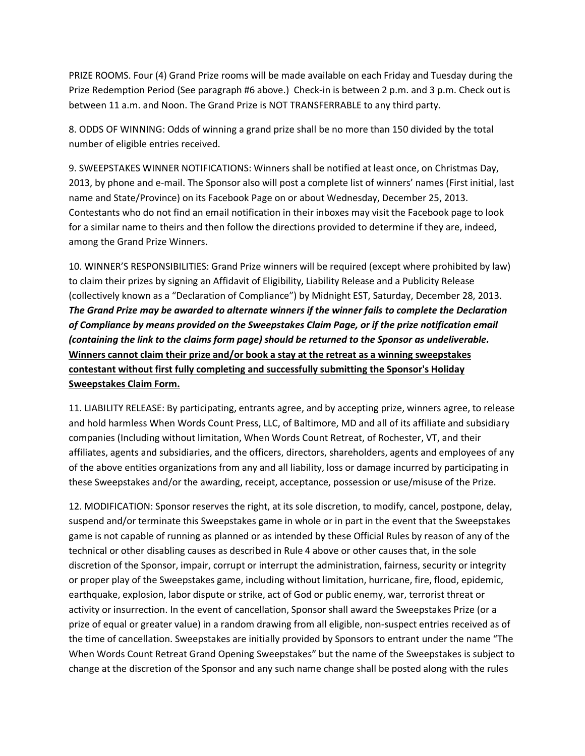PRIZE ROOMS. Four (4) Grand Prize rooms will be made available on each Friday and Tuesday during the Prize Redemption Period (See paragraph #6 above.) Check-in is between 2 p.m. and 3 p.m. Check out is between 11 a.m. and Noon. The Grand Prize is NOT TRANSFERRABLE to any third party.

8. ODDS OF WINNING: Odds of winning a grand prize shall be no more than 150 divided by the total number of eligible entries received.

9. SWEEPSTAKES WINNER NOTIFICATIONS: Winners shall be notified at least once, on Christmas Day, 2013, by phone and e-mail. The Sponsor also will post a complete list of winners' names (First initial, last name and State/Province) on its Facebook Page on or about Wednesday, December 25, 2013. Contestants who do not find an email notification in their inboxes may visit the Facebook page to look for a similar name to theirs and then follow the directions provided to determine if they are, indeed, among the Grand Prize Winners.

10. WINNER'S RESPONSIBILITIES: Grand Prize winners will be required (except where prohibited by law) to claim their prizes by signing an Affidavit of Eligibility, Liability Release and a Publicity Release (collectively known as a "Declaration of Compliance") by Midnight EST, Saturday, December 28, 2013. ***The Grand Prize may be awarded to alternate winners if the winner fails to complete the Declaration of Compliance by means provided on the Sweepstakes Claim Page, or if the prize notification email (containing the link to the claims form page) should be returned to the Sponsor as undeliverable.*** **<u>Winners cannot claim their prize and/or book a stay at the retreat as a winning sweepstakes contestant without first fully completing and successfully submitting the Sponsor's Holiday Sweepstakes Claim Form.</u>**

11. LIABILITY RELEASE: By participating, entrants agree, and by accepting prize, winners agree, to release and hold harmless When Words Count Press, LLC, of Baltimore, MD and all of its affiliate and subsidiary companies (Including without limitation, When Words Count Retreat, of Rochester, VT, and their affiliates, agents and subsidiaries, and the officers, directors, shareholders, agents and employees of any of the above entities organizations from any and all liability, loss or damage incurred by participating in these Sweepstakes and/or the awarding, receipt, acceptance, possession or use/misuse of the Prize.

12. MODIFICATION: Sponsor reserves the right, at its sole discretion, to modify, cancel, postpone, delay, suspend and/or terminate this Sweepstakes game in whole or in part in the event that the Sweepstakes game is not capable of running as planned or as intended by these Official Rules by reason of any of the technical or other disabling causes as described in Rule 4 above or other causes that, in the sole discretion of the Sponsor, impair, corrupt or interrupt the administration, fairness, security or integrity or proper play of the Sweepstakes game, including without limitation, hurricane, fire, flood, epidemic, earthquake, explosion, labor dispute or strike, act of God or public enemy, war, terrorist threat or activity or insurrection. In the event of cancellation, Sponsor shall award the Sweepstakes Prize (or a prize of equal or greater value) in a random drawing from all eligible, non-suspect entries received as of the time of cancellation. Sweepstakes are initially provided by Sponsors to entrant under the name "The When Words Count Retreat Grand Opening Sweepstakes" but the name of the Sweepstakes is subject to change at the discretion of the Sponsor and any such name change shall be posted along with the rules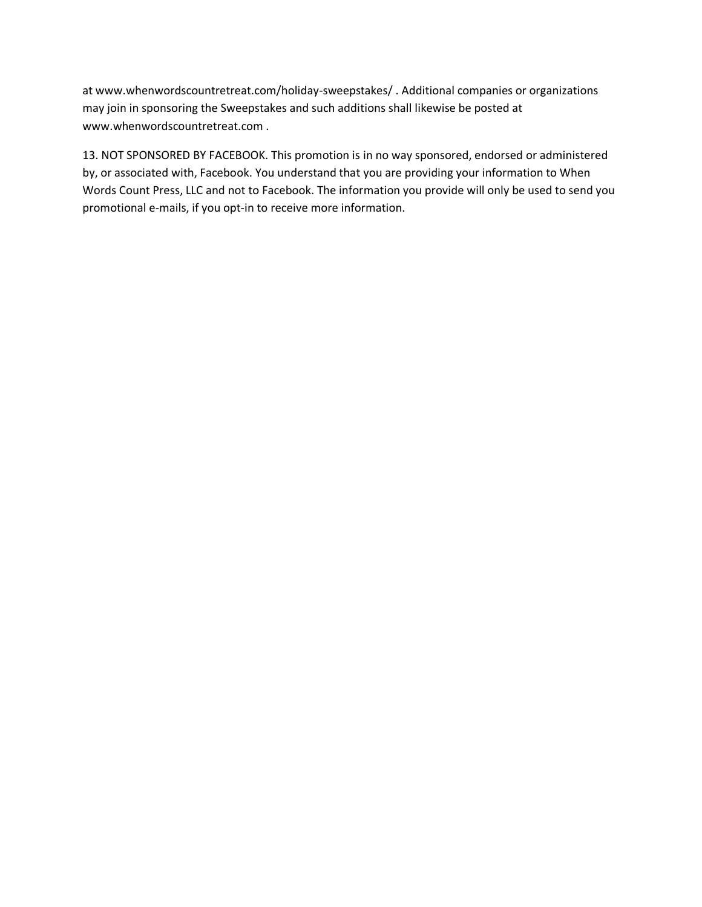at www.whenwordscountretreat.com/holiday-sweepstakes/ . Additional companies or organizations may join in sponsoring the Sweepstakes and such additions shall likewise be posted at www.whenwordscountretreat.com .

13. NOT SPONSORED BY FACEBOOK. This promotion is in no way sponsored, endorsed or administered by, or associated with, Facebook. You understand that you are providing your information to When Words Count Press, LLC and not to Facebook. The information you provide will only be used to send you promotional e-mails, if you opt-in to receive more information.